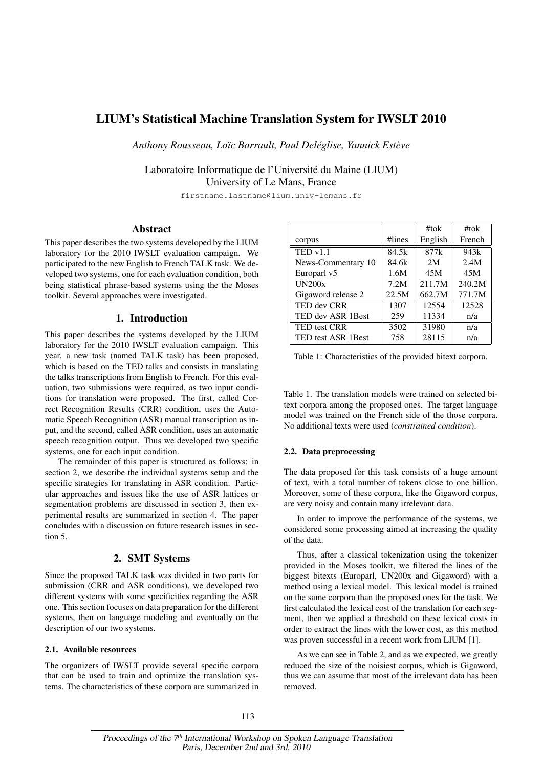# LIUM's Statistical Machine Translation System for IWSLT 2010

*Anthony Rousseau, Loïc Barrault, Paul Deléglise, Yannick Estève*

Laboratoire Informatique de l'Université du Maine (LIUM)
University of Le Mans, France

firstname.lastname@lium.univ-lemans.fr

## Abstract

This paper describes the two systems developed by the LIUM laboratory for the 2010 IWSLT evaluation campaign. We participated to the new English to French TALK task. We developed two systems, one for each evaluation condition, both being statistical phrase-based systems using the the Moses toolkit. Several approaches were investigated.

## 1. Introduction

This paper describes the systems developed by the LIUM laboratory for the 2010 IWSLT evaluation campaign. This year, a new task (named TALK task) has been proposed, which is based on the TED talks and consists in translating the talks transcriptions from English to French. For this evaluation, two submissions were required, as two input conditions for translation were proposed. The first, called Correct Recognition Results (CRR) condition, uses the Automatic Speech Recognition (ASR) manual transcription as input, and the second, called ASR condition, uses an automatic speech recognition output. Thus we developed two specific systems, one for each input condition.

The remainder of this paper is structured as follows: in section 2, we describe the individual systems setup and the specific strategies for translating in ASR condition. Particular approaches and issues like the use of ASR lattices or segmentation problems are discussed in section 3, then experimental results are summarized in section 4. The paper concludes with a discussion on future research issues in section 5.

## 2. SMT Systems

Since the proposed TALK task was divided in two parts for submission (CRR and ASR conditions), we developed two different systems with some specificities regarding the ASR one. This section focuses on data preparation for the different systems, then on language modeling and eventually on the description of our two systems.

### 2.1. Available resources

The organizers of IWSLT provide several specific corpora that can be used to train and optimize the translation systems. The characteristics of these corpora are summarized in Table 1. The translation models were trained on selected bitext corpora among the proposed ones. The target language model was trained on the French side of the those corpora. No additional texts were used (*constrained condition*).

| corpus | #lines | #tok English | #tok French |
|---|---|---|---|
| TED v1.1 | 84.5k | 877k | 943k |
| News-Commentary 10 | 84.6k | 2M | 2.4M |
| Europarl v5 | 1.6M | 45M | 45M |
| UN200x | 7.2M | 211.7M | 240.2M |
| Gigaword release 2 | 22.5M | 662.7M | 771.7M |
| TED dev CRR | 1307 | 12554 | 12528 |
| TED dev ASR 1Best | 259 | 11334 | n/a |
| TED test CRR | 3502 | 31980 | n/a |
| TED test ASR 1Best | 758 | 28115 | n/a |

Table 1: Characteristics of the provided bitext corpora.

### 2.2. Data preprocessing

The data proposed for this task consists of a huge amount of text, with a total number of tokens close to one billion. Moreover, some of these corpora, like the Gigaword corpus, are very noisy and contain many irrelevant data.

In order to improve the performance of the systems, we considered some processing aimed at increasing the quality of the data.

Thus, after a classical tokenization using the tokenizer provided in the Moses toolkit, we filtered the lines of the biggest bitexts (Europarl, UN200x and Gigaword) with a method using a lexical model. This lexical model is trained on the same corpora than the proposed ones for the task. We first calculated the lexical cost of the translation for each segment, then we applied a threshold on these lexical costs in order to extract the lines with the lower cost, as this method was proven successful in a recent work from LIUM [1].

As we can see in Table 2, and as we expected, we greatly reduced the size of the noisiest corpus, which is Gigaword, thus we can assume that most of the irrelevant data has been removed.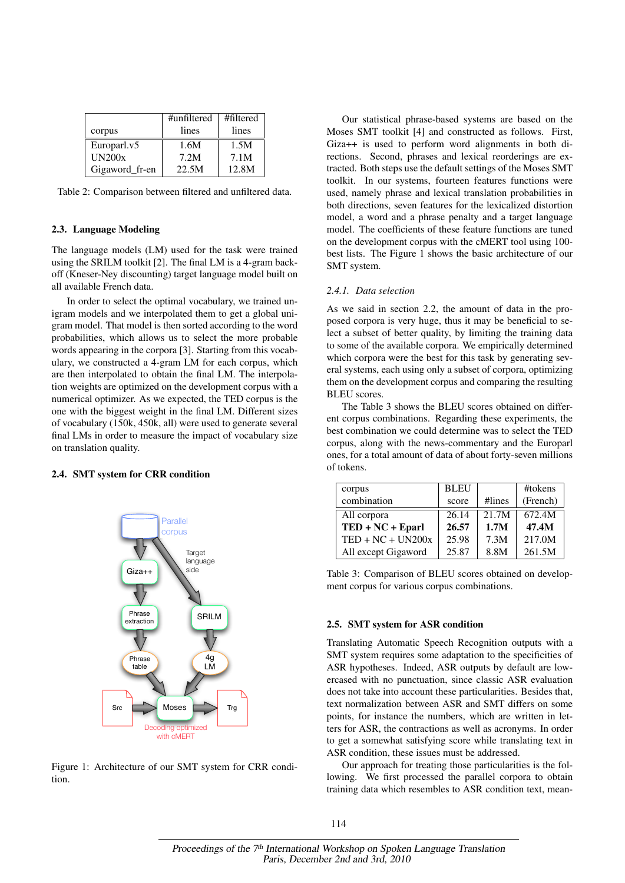| corpus | #unfiltered lines | #filtered lines |
|---|---|---|
| Europarl.v5 | 1.6M | 1.5M |
| UN200x | 7.2M | 7.1M |
| Gigaword_fr-en | 22.5M | 12.8M |

Table 2: Comparison between filtered and unfiltered data.

### 2.3. Language Modeling

The language models (LM) used for the task were trained using the SRILM toolkit [2]. The final LM is a 4-gram back-off (Kneser-Ney discounting) target language model built on all available French data.

In order to select the optimal vocabulary, we trained unigram models and we interpolated them to get a global unigram model. That model is then sorted according to the word probabilities, which allows us to select the more probable words appearing in the corpora [3]. Starting from this vocabulary, we constructed a 4-gram LM for each corpus, which are then interpolated to obtain the final LM. The interpolation weights are optimized on the development corpus with a numerical optimizer. As we expected, the TED corpus is the one with the biggest weight in the final LM. Different sizes of vocabulary (150k, 450k, all) were used to generate several final LMs in order to measure the impact of vocabulary size on translation quality.

### 2.4. SMT system for CRR condition

Figure 1: Architecture of our SMT system for CRR condition.

Our statistical phrase-based systems are based on the Moses SMT toolkit [4] and constructed as follows. First, Giza++ is used to perform word alignments in both directions. Second, phrases and lexical reorderings are extracted. Both steps use the default settings of the Moses SMT toolkit. In our systems, fourteen features functions were used, namely phrase and lexical translation probabilities in both directions, seven features for the lexicalized distortion model, a word and a phrase penalty and a target language model. The coefficients of these feature functions are tuned on the development corpus with the cMERT tool using 100-best lists. The Figure 1 shows the basic architecture of our SMT system.

#### 2.4.1. Data selection

As we said in section 2.2, the amount of data in the proposed corpora is very huge, thus it may be beneficial to select a subset of better quality, by limiting the training data to some of the available corpora. We empirically determined which corpora were the best for this task by generating several systems, each using only a subset of corpora, optimizing them on the development corpus and comparing the resulting BLEU scores.

The Table 3 shows the BLEU scores obtained on different corpus combinations. Regarding these experiments, the best combination we could determine was to select the TED corpus, along with the news-commentary and the Europarl ones, for a total amount of data of about forty-seven millions of tokens.

| corpus combination | BLEU score | #lines | #tokens (French) |
|---|---|---|---|
| All corpora | 26.14 | 21.7M | 672.4M |
| **TED + NC + Eparl** | **26.57** | **1.7M** | **47.4M** |
| TED + NC + UN200x | 25.98 | 7.3M | 217.0M |
| All except Gigaword | 25.87 | 8.8M | 261.5M |

Table 3: Comparison of BLEU scores obtained on development corpus for various corpus combinations.

### 2.5. SMT system for ASR condition

Translating Automatic Speech Recognition outputs with a SMT system requires some adaptation to the specificities of ASR hypotheses. Indeed, ASR outputs by default are lowercased with no punctuation, since classic ASR evaluation does not take into account these particularities. Besides that, text normalization between ASR and SMT differs on some points, for instance the numbers, which are written in letters for ASR, the contractions as well as acronyms. In order to get a somewhat satisfying score while translating text in ASR condition, these issues must be addressed.

Our approach for treating those particularities is the following. We first processed the parallel corpora to obtain training data which resembles to ASR condition text, mean-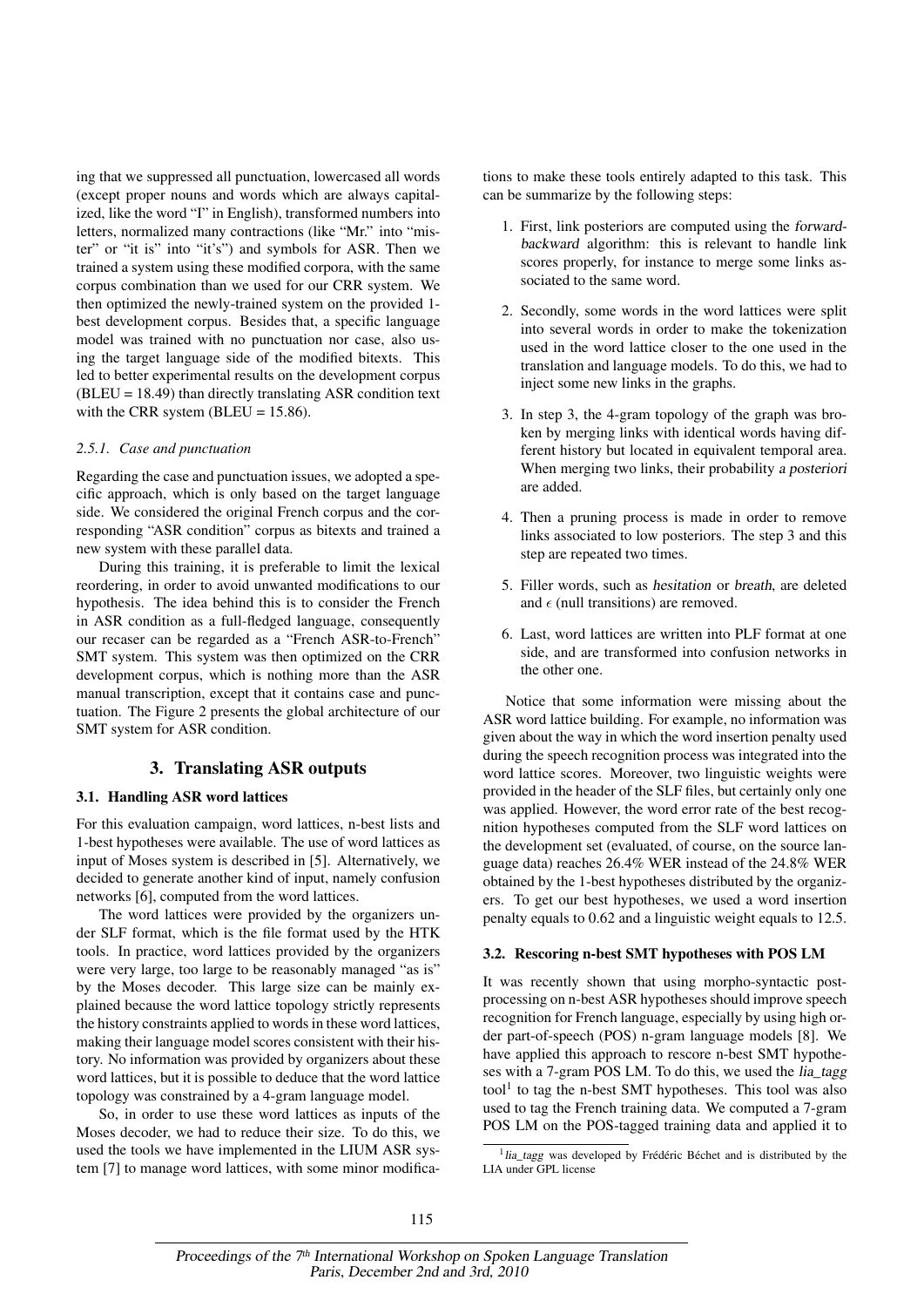ing that we suppressed all punctuation, lowercased all words (except proper nouns and words which are always capitalized, like the word "I" in English), transformed numbers into letters, normalized many contractions (like "Mr." into "mister" or "it is" into "it's") and symbols for ASR. Then we trained a system using these modified corpora, with the same corpus combination than we used for our CRR system. We then optimized the newly-trained system on the provided 1-best development corpus. Besides that, a specific language model was trained with no punctuation nor case, also using the target language side of the modified bitexts. This led to better experimental results on the development corpus (BLEU = 18.49) than directly translating ASR condition text with the CRR system (BLEU = 15.86).

#### 2.5.1. Case and punctuation

Regarding the case and punctuation issues, we adopted a specific approach, which is only based on the target language side. We considered the original French corpus and the corresponding "ASR condition" corpus as bitexts and trained a new system with these parallel data.

During this training, it is preferable to limit the lexical reordering, in order to avoid unwanted modifications to our hypothesis. The idea behind this is to consider the French in ASR condition as a full-fledged language, consequently our recaser can be regarded as a "French ASR-to-French" SMT system. This system was then optimized on the CRR development corpus, which is nothing more than the ASR manual transcription, except that it contains case and punctuation. The Figure 2 presents the global architecture of our SMT system for ASR condition.

## 3. Translating ASR outputs

### 3.1. Handling ASR word lattices

For this evaluation campaign, word lattices, n-best lists and 1-best hypotheses were available. The use of word lattices as input of Moses system is described in [5]. Alternatively, we decided to generate another kind of input, namely confusion networks [6], computed from the word lattices.

The word lattices were provided by the organizers under SLF format, which is the file format used by the HTK tools. In practice, word lattices provided by the organizers were very large, too large to be reasonably managed "as is" by the Moses decoder. This large size can be mainly explained because the word lattice topology strictly represents the history constraints applied to words in these word lattices, making their language model scores consistent with their history. No information was provided by organizers about these word lattices, but it is possible to deduce that the word lattice topology was constrained by a 4-gram language model.

So, in order to use these word lattices as inputs of the Moses decoder, we had to reduce their size. To do this, we used the tools we have implemented in the LIUM ASR system [7] to manage word lattices, with some minor modifications to make these tools entirely adapted to this task. This can be summarize by the following steps:

1. First, link posteriors are computed using the *forward-backward* algorithm: this is relevant to handle link scores properly, for instance to merge some links associated to the same word.
2. Secondly, some words in the word lattices were split into several words in order to make the tokenization used in the word lattice closer to the one used in the translation and language models. To do this, we had to inject some new links in the graphs.
3. In step 3, the 4-gram topology of the graph was broken by merging links with identical words having different history but located in equivalent temporal area. When merging two links, their probability *a posteriori* are added.
4. Then a pruning process is made in order to remove links associated to low posteriors. The step 3 and this step are repeated two times.
5. Filler words, such as *hesitation* or *breath*, are deleted and $\epsilon$ (null transitions) are removed.
6. Last, word lattices are written into PLF format at one side, and are transformed into confusion networks in the other one.

Notice that some information were missing about the ASR word lattice building. For example, no information was given about the way in which the word insertion penalty used during the speech recognition process was integrated into the word lattice scores. Moreover, two linguistic weights were provided in the header of the SLF files, but certainly only one was applied. However, the word error rate of the best recognition hypotheses computed from the SLF word lattices on the development set (evaluated, of course, on the source language data) reaches 26.4% WER instead of the 24.8% WER obtained by the 1-best hypotheses distributed by the organizers. To get our best hypotheses, we used a word insertion penalty equals to 0.62 and a linguistic weight equals to 12.5.

### 3.2. Rescoring n-best SMT hypotheses with POS LM

It was recently shown that using morpho-syntactic post-processing on n-best ASR hypotheses should improve speech recognition for French language, especially by using high order part-of-speech (POS) n-gram language models [8]. We have applied this approach to rescore n-best SMT hypotheses with a 7-gram POS LM. To do this, we used the *lia_tagg* tool[1] to tag the n-best SMT hypotheses. This tool was also used to tag the French training data. We computed a 7-gram POS LM on the POS-tagged training data and applied it to

[1] *lia_tagg* was developed by Frédéric Béchet and is distributed by the LIA under GPL license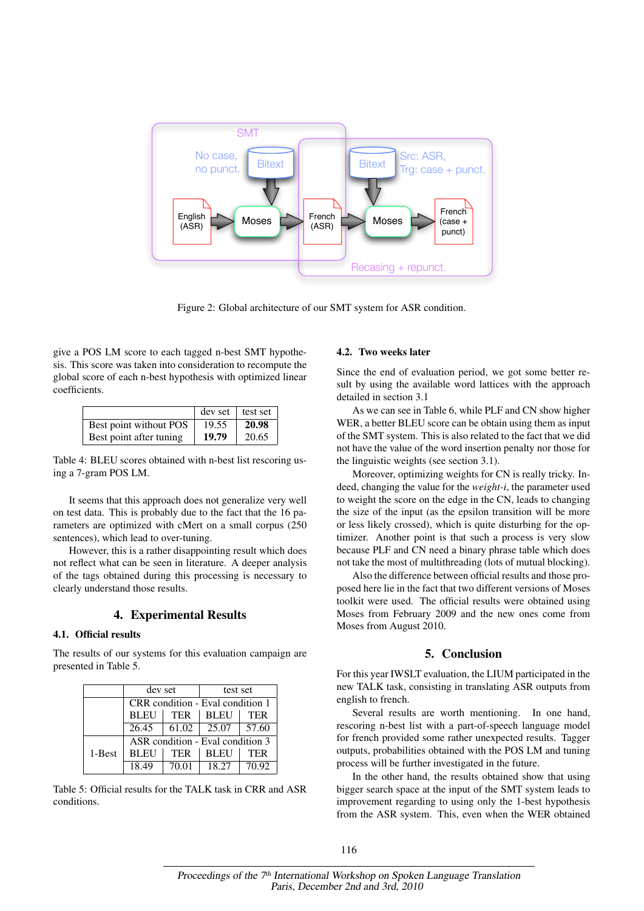Figure 2: Global architecture of our SMT system for ASR condition.

give a POS LM score to each tagged n-best SMT hypothesis. This score was taken into consideration to recompute the global score of each n-best hypothesis with optimized linear coefficients.

| | dev set | test set |
|---|---|---|
| Best point without POS | 19.55 | **20.98** |
| Best point after tuning | **19.79** | 20.65 |

Table 4: BLEU scores obtained with n-best list rescoring using a 7-gram POS LM.

It seems that this approach does not generalize very well on test data. This is probably due to the fact that the 16 parameters are optimized with cMert on a small corpus (250 sentences), which lead to over-tuning.

However, this is a rather disappointing result which does not reflect what can be seen in literature. A deeper analysis of the tags obtained during this processing is necessary to clearly understand those results.

## 4. Experimental Results

### 4.1. Official results

The results of our systems for this evaluation campaign are presented in Table 5.

| | dev set | | test set | |
|---|---|---|---|---|
| | CRR condition - Eval condition 1 | | | |
| | BLEU | TER | BLEU | TER |
| | 26.45 | 61.02 | 25.07 | 57.60 |
| 1-Best | ASR condition - Eval condition 3 | | | |
| | BLEU | TER | BLEU | TER |
| | 18.49 | 70.01 | 18.27 | 70.92 |

Table 5: Official results for the TALK task in CRR and ASR conditions.

### 4.2. Two weeks later

Since the end of evaluation period, we got some better result by using the available word lattices with the approach detailed in section 3.1

As we can see in Table 6, while PLF and CN show higher WER, a better BLEU score can be obtain using them as input of the SMT system. This is also related to the fact that we did not have the value of the word insertion penalty nor those for the linguistic weights (see section 3.1).

Moreover, optimizing weights for CN is really tricky. Indeed, changing the value for the *weight-i*, the parameter used to weight the score on the edge in the CN, leads to changing the size of the input (as the epsilon transition will be more or less likely crossed), which is quite disturbing for the optimizer. Another point is that such a process is very slow because PLF and CN need a binary phrase table which does not take the most of multithreading (lots of mutual blocking).

Also the difference between official results and those proposed here lie in the fact that two different versions of Moses toolkit were used. The official results were obtained using Moses from February 2009 and the new ones come from Moses from August 2010.

## 5. Conclusion

For this year IWSLT evaluation, the LIUM participated in the new TALK task, consisting in translating ASR outputs from english to french.

Several results are worth mentioning. In one hand, rescoring n-best list with a part-of-speech language model for french provided some rather unexpected results. Tagger outputs, probabilities obtained with the POS LM and tuning process will be further investigated in the future.

In the other hand, the results obtained show that using bigger search space at the input of the SMT system leads to improvement regarding to using only the 1-best hypothesis from the ASR system. This, even when the WER obtained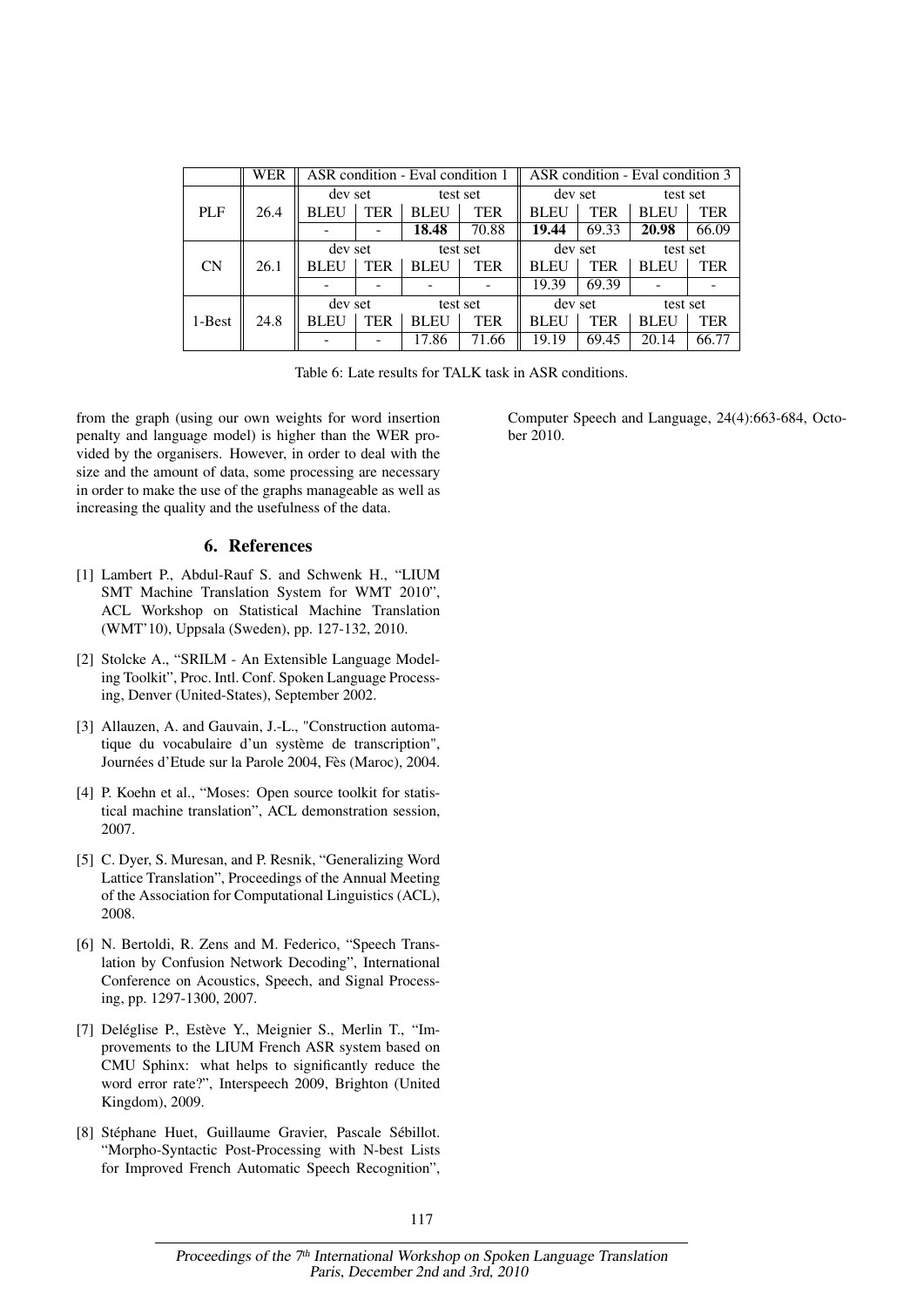| | WER | ASR condition - Eval condition 1 | | | | ASR condition - Eval condition 3 | | | |
|---|---|---|---|---|---|---|---|---|---|
| PLF | 26.4 | dev set | | test set | | dev set | | test set | |
| | | BLEU | TER | BLEU | TER | BLEU | TER | BLEU | TER |
| | | - | - | **18.48** | 70.88 | **19.44** | 69.33 | **20.98** | 66.09 |
| CN | 26.1 | dev set | | test set | | dev set | | test set | |
| | | BLEU | TER | BLEU | TER | BLEU | TER | BLEU | TER |
| | | - | - | - | - | 19.39 | 69.39 | - | - |
| 1-Best | 24.8 | dev set | | test set | | dev set | | test set | |
| | | BLEU | TER | BLEU | TER | BLEU | TER | BLEU | TER |
| | | - | - | 17.86 | 71.66 | 19.19 | 69.45 | 20.14 | 66.77 |

Table 6: Late results for TALK task in ASR conditions.

from the graph (using our own weights for word insertion penalty and language model) is higher than the WER provided by the organisers. However, in order to deal with the size and the amount of data, some processing are necessary in order to make the use of the graphs manageable as well as increasing the quality and the usefulness of the data.

## 6. References

[1] Lambert P., Abdul-Rauf S. and Schwenk H., "LIUM SMT Machine Translation System for WMT 2010", ACL Workshop on Statistical Machine Translation (WMT'10), Uppsala (Sweden), pp. 127-132, 2010.

[2] Stolcke A., "SRILM - An Extensible Language Modeling Toolkit", Proc. Intl. Conf. Spoken Language Processing, Denver (United-States), September 2002.

[3] Allauzen, A. and Gauvain, J.-L., "Construction automatique du vocabulaire d'un système de transcription", Journées d'Etude sur la Parole 2004, Fès (Maroc), 2004.

[4] P. Koehn et al., "Moses: Open source toolkit for statistical machine translation", ACL demonstration session, 2007.

[5] C. Dyer, S. Muresan, and P. Resnik, "Generalizing Word Lattice Translation", Proceedings of the Annual Meeting of the Association for Computational Linguistics (ACL), 2008.

[6] N. Bertoldi, R. Zens and M. Federico, "Speech Translation by Confusion Network Decoding", International Conference on Acoustics, Speech, and Signal Processing, pp. 1297-1300, 2007.

[7] Deléglise P., Estève Y., Meignier S., Merlin T., "Improvements to the LIUM French ASR system based on CMU Sphinx: what helps to significantly reduce the word error rate?", Interspeech 2009, Brighton (United Kingdom), 2009.

[8] Stéphane Huet, Guillaume Gravier, Pascale Sébillot. "Morpho-Syntactic Post-Processing with N-best Lists for Improved French Automatic Speech Recognition", Computer Speech and Language, 24(4):663-684, October 2010.